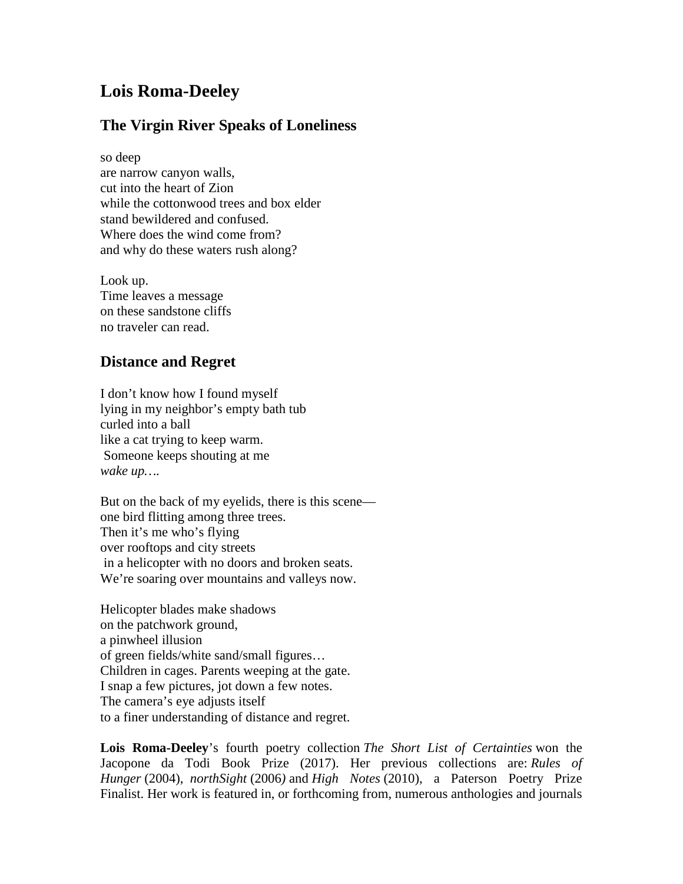# Lois Roma-Deeley

## The Virgin River Speaks of Loneliness

so deep  
are narrow canyon walls,  
cut into the heart of Zion  
while the cottonwood trees and box elder  
stand bewildered and confused.  
Where does the wind come from?  
and why do these waters rush along?

Look up.  
Time leaves a message  
on these sandstone cliffs  
no traveler can read.

## Distance and Regret

I don't know how I found myself  
lying in my neighbor's empty bath tub  
curled into a ball  
like a cat trying to keep warm.  
Someone keeps shouting at me  
*wake up….*

But on the back of my eyelids, there is this scene—  
one bird flitting among three trees.  
Then it's me who's flying  
over rooftops and city streets  
in a helicopter with no doors and broken seats.  
We're soaring over mountains and valleys now.

Helicopter blades make shadows  
on the patchwork ground,  
a pinwheel illusion  
of green fields/white sand/small figures…  
Children in cages. Parents weeping at the gate.  
I snap a few pictures, jot down a few notes.  
The camera's eye adjusts itself  
to a finer understanding of distance and regret.

**Lois Roma-Deeley**'s fourth poetry collection *The Short List of Certainties* won the Jacopone da Todi Book Prize (2017). Her previous collections are: *Rules of Hunger* (2004), *northSight* (2006) and *High Notes* (2010), a Paterson Poetry Prize Finalist. Her work is featured in, or forthcoming from, numerous anthologies and journals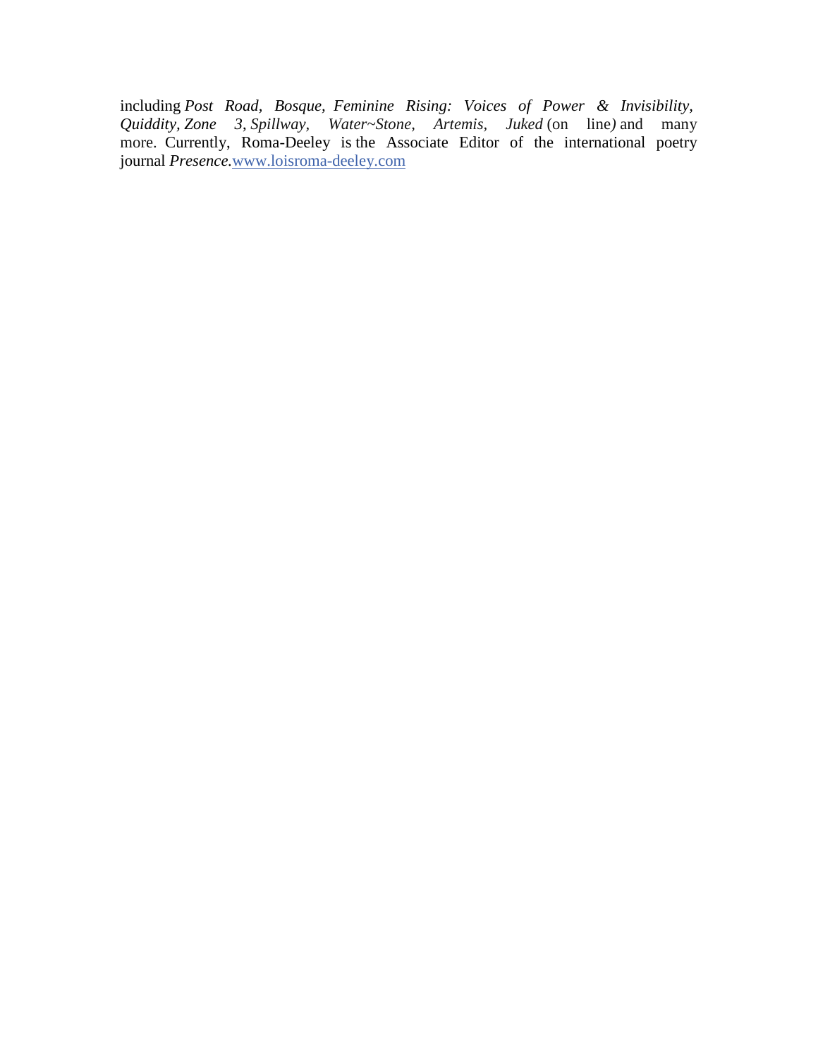including *Post Road, Bosque, Feminine Rising: Voices of Power & Invisibility, Quiddity, Zone 3, Spillway, Water~Stone, Artemis, Juked* (on line) and many more. Currently, Roma-Deeley is the Associate Editor of the international poetry journal *Presence.* www.loisroma-deeley.com